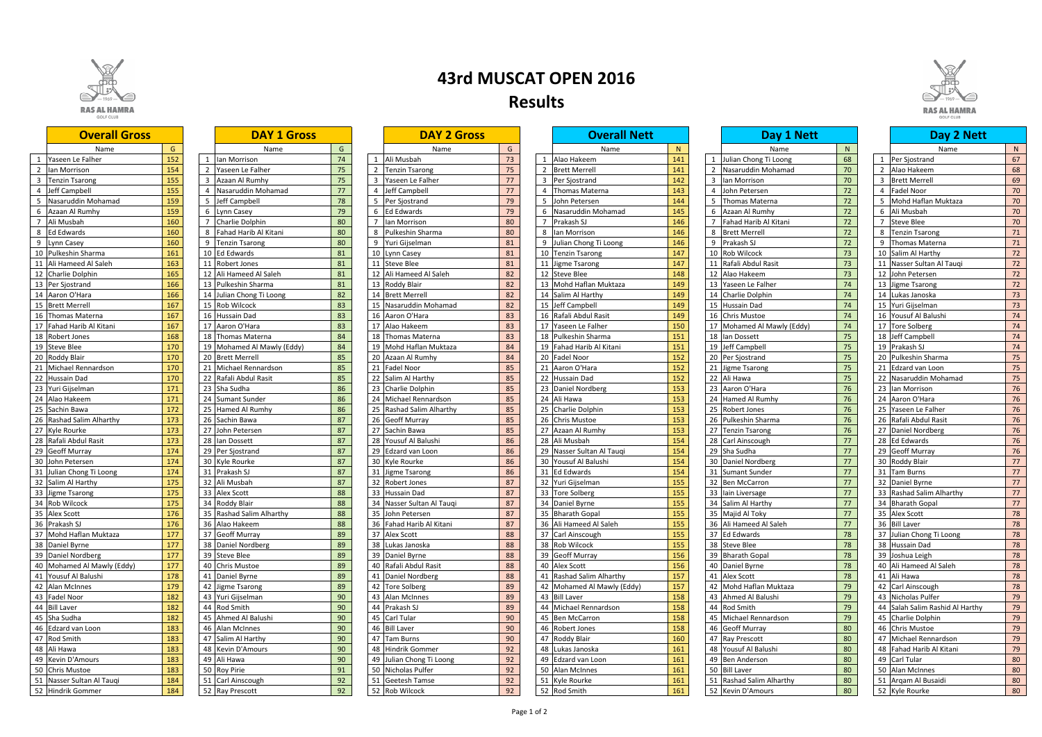# 43rd MUSCAT OPEN 2016

## Results

### Overall Gross

| | Name | G |
|---|---|---|
| 1 | Yaseen Le Falher | 152 |
| 2 | Ian Morrison | 154 |
| 3 | Tenzin Tsarong | 155 |
| 4 | Jeff Campbell | 155 |
| 5 | Nasaruddin Mohamad | 159 |
| 6 | Azaan Al Rumhy | 159 |
| 7 | Ali Musbah | 160 |
| 8 | Ed Edwards | 160 |
| 9 | Lynn Casey | 160 |
| 10 | Pulkeshin Sharma | 161 |
| 11 | Ali Hameed Al Saleh | 163 |
| 12 | Charlie Dolphin | 165 |
| 13 | Per Sjostrand | 166 |
| 14 | Aaron O'Hara | 166 |
| 15 | Brett Merrell | 167 |
| 16 | Thomas Materna | 167 |
| 17 | Fahad Harib Al Kitani | 167 |
| 18 | Robert Jones | 168 |
| 19 | Steve Blee | 170 |
| 20 | Roddy Blair | 170 |
| 21 | Michael Rennardson | 170 |
| 22 | Hussain Dad | 170 |
| 23 | Yuri Gijselman | 171 |
| 24 | Alao Hakeem | 171 |
| 25 | Sachin Bawa | 172 |
| 26 | Rashad Salim Alharthy | 173 |
| 27 | Kyle Rourke | 173 |
| 28 | Rafali Abdul Rasit | 173 |
| 29 | Geoff Murray | 174 |
| 30 | John Petersen | 174 |
| 31 | Julian Chong Ti Loong | 174 |
| 32 | Salim Al Harthy | 175 |
| 33 | Jigme Tsarong | 175 |
| 34 | Rob Wilcock | 175 |
| 35 | Alex Scott | 176 |
| 36 | Prakash SJ | 176 |
| 37 | Mohd Haflan Muktaza | 177 |
| 38 | Daniel Byrne | 177 |
| 39 | Daniel Nordberg | 177 |
| 40 | Mohamed Al Mawly (Eddy) | 177 |
| 41 | Yousuf Al Balushi | 178 |
| 42 | Alan McInnes | 179 |
| 43 | Fadel Noor | 182 |
| 44 | Bill Laver | 182 |
| 45 | Sha Sudha | 182 |
| 46 | Edzard van Loon | 183 |
| 47 | Rod Smith | 183 |
| 48 | Ali Hawa | 183 |
| 49 | Kevin D'Amours | 183 |
| 50 | Chris Mustoe | 183 |
| 51 | Nasser Sultan Al Tauqi | 184 |
| 52 | Hindrik Gommer | 184 |

### DAY 1 Gross

| | Name | G |
|---|---|---|
| 1 | Ian Morrison | 74 |
| 2 | Yaseen Le Falher | 75 |
| 3 | Azaan Al Rumhy | 75 |
| 4 | Nasaruddin Mohamad | 77 |
| 5 | Jeff Campbell | 78 |
| 6 | Lynn Casey | 79 |
| 7 | Charlie Dolphin | 80 |
| 8 | Fahad Harib Al Kitani | 80 |
| 9 | Tenzin Tsarong | 80 |
| 10 | Ed Edwards | 81 |
| 11 | Robert Jones | 81 |
| 12 | Ali Hameed Al Saleh | 81 |
| 13 | Pulkeshin Sharma | 81 |
| 14 | Julian Chong Ti Loong | 82 |
| 15 | Rob Wilcock | 83 |
| 16 | Hussain Dad | 83 |
| 17 | Aaron O'Hara | 83 |
| 18 | Thomas Materna | 84 |
| 19 | Mohamed Al Mawly (Eddy) | 84 |
| 20 | Brett Merrell | 85 |
| 21 | Michael Rennardson | 85 |
| 22 | Rafali Abdul Rasit | 85 |
| 23 | Sha Sudha | 86 |
| 24 | Sumant Sunder | 86 |
| 25 | Hamed Al Rumhy | 86 |
| 26 | Sachin Bawa | 87 |
| 27 | John Petersen | 87 |
| 28 | Ian Dossett | 87 |
| 29 | Per Sjostrand | 87 |
| 30 | Kyle Rourke | 87 |
| 31 | Prakash SJ | 87 |
| 32 | Ali Musbah | 87 |
| 33 | Alex Scott | 88 |
| 34 | Roddy Blair | 88 |
| 35 | Rashad Salim Alharthy | 88 |
| 36 | Alao Hakeem | 88 |
| 37 | Geoff Murray | 89 |
| 38 | Daniel Nordberg | 89 |
| 39 | Steve Blee | 89 |
| 40 | Chris Mustoe | 89 |
| 41 | Daniel Byrne | 89 |
| 42 | Jigme Tsarong | 89 |
| 43 | Yuri Gijselman | 90 |
| 44 | Rod Smith | 90 |
| 45 | Ahmed Al Balushi | 90 |
| 46 | Alan McInnes | 90 |
| 47 | Salim Al Harthy | 90 |
| 48 | Kevin D'Amours | 90 |
| 49 | Ali Hawa | 90 |
| 50 | Roy Pirie | 91 |
| 51 | Carl Ainscough | 92 |
| 52 | Ray Prescott | 92 |

### DAY 2 Gross

| | Name | G |
|---|---|---|
| 1 | Ali Musbah | 73 |
| 2 | Tenzin Tsarong | 75 |
| 3 | Yaseen Le Falher | 77 |
| 4 | Jeff Campbell | 77 |
| 5 | Per Sjostrand | 79 |
| 6 | Ed Edwards | 79 |
| 7 | Ian Morrison | 80 |
| 8 | Pulkeshin Sharma | 80 |
| 9 | Yuri Gijselman | 81 |
| 10 | Lynn Casey | 81 |
| 11 | Steve Blee | 81 |
| 12 | Ali Hameed Al Saleh | 82 |
| 13 | Roddy Blair | 82 |
| 14 | Brett Merrell | 82 |
| 15 | Nasaruddin Mohamad | 82 |
| 16 | Aaron O'Hara | 83 |
| 17 | Alao Hakeem | 83 |
| 18 | Thomas Materna | 83 |
| 19 | Mohd Haflan Muktaza | 84 |
| 20 | Azaan Al Rumhy | 84 |
| 21 | Fadel Noor | 85 |
| 22 | Salim Al Harthy | 85 |
| 23 | Charlie Dolphin | 85 |
| 24 | Michael Rennardson | 85 |
| 25 | Rashad Salim Alharthy | 85 |
| 26 | Geoff Murray | 85 |
| 27 | Sachin Bawa | 85 |
| 28 | Yousuf Al Balushi | 86 |
| 29 | Edzard van Loon | 86 |
| 30 | Kyle Rourke | 86 |
| 31 | Jigme Tsarong | 86 |
| 32 | Robert Jones | 87 |
| 33 | Hussain Dad | 87 |
| 34 | Nasser Sultan Al Tauqi | 87 |
| 35 | John Petersen | 87 |
| 36 | Fahad Harib Al Kitani | 87 |
| 37 | Alex Scott | 88 |
| 38 | Lukas Janoska | 88 |
| 39 | Daniel Byrne | 88 |
| 40 | Rafali Abdul Rasit | 88 |
| 41 | Daniel Nordberg | 88 |
| 42 | Tore Solberg | 89 |
| 43 | Alan McInnes | 89 |
| 44 | Prakash SJ | 89 |
| 45 | Carl Tular | 90 |
| 46 | Bill Laver | 90 |
| 47 | Tam Burns | 90 |
| 48 | Hindrik Gommer | 92 |
| 49 | Julian Chong Ti Loong | 92 |
| 50 | Nicholas Pulfer | 92 |
| 51 | Geetesh Tamse | 92 |
| 52 | Rob Wilcock | 92 |

### Overall Nett

| | Name | N |
|---|---|---|
| 1 | Alao Hakeem | 141 |
| 2 | Brett Merrell | 141 |
| 3 | Per Sjostrand | 142 |
| 4 | Thomas Materna | 143 |
| 5 | John Petersen | 144 |
| 6 | Nasaruddin Mohamad | 145 |
| 7 | Prakash SJ | 146 |
| 8 | Ian Morrison | 146 |
| 9 | Julian Chong Ti Loong | 146 |
| 10 | Tenzin Tsarong | 147 |
| 11 | Jigme Tsarong | 147 |
| 12 | Steve Blee | 148 |
| 13 | Mohd Haflan Muktaza | 149 |
| 14 | Salim Al Harthy | 149 |
| 15 | Jeff Campbell | 149 |
| 16 | Rafali Abdul Rasit | 149 |
| 17 | Yaseen Le Falher | 150 |
| 18 | Pulkeshin Sharma | 151 |
| 19 | Fahad Harib Al Kitani | 151 |
| 20 | Fadel Noor | 152 |
| 21 | Aaron O'Hara | 152 |
| 22 | Hussain Dad | 152 |
| 23 | Daniel Nordberg | 153 |
| 24 | Ali Hawa | 153 |
| 25 | Charlie Dolphin | 153 |
| 26 | Chris Mustoe | 153 |
| 27 | Azaan Al Rumhy | 153 |
| 28 | Ali Musbah | 154 |
| 29 | Nasser Sultan Al Tauqi | 154 |
| 30 | Yousuf Al Balushi | 154 |
| 31 | Ed Edwards | 154 |
| 32 | Yuri Gijselman | 155 |
| 33 | Tore Solberg | 155 |
| 34 | Daniel Byrne | 155 |
| 35 | Bharath Gopal | 155 |
| 36 | Ali Hameed Al Saleh | 155 |
| 37 | Carl Ainscough | 155 |
| 38 | Rob Wilcock | 155 |
| 39 | Geoff Murray | 156 |
| 40 | Alex Scott | 156 |
| 41 | Rashad Salim Alharthy | 157 |
| 42 | Mohamed Al Mawly (Eddy) | 157 |
| 43 | Bill Laver | 158 |
| 44 | Michael Rennardson | 158 |
| 45 | Ben McCarron | 158 |
| 46 | Robert Jones | 158 |
| 47 | Roddy Blair | 160 |
| 48 | Lukas Janoska | 161 |
| 49 | Edzard van Loon | 161 |
| 50 | Alan McInnes | 161 |
| 51 | Kyle Rourke | 161 |
| 52 | Rod Smith | 161 |

### Day 1 Nett

| | Name | N |
|---|---|---|
| 1 | Julian Chong Ti Loong | 68 |
| 2 | Nasaruddin Mohamad | 70 |
| 3 | Ian Morrison | 70 |
| 4 | John Petersen | 72 |
| 5 | Thomas Materna | 72 |
| 6 | Azaan Al Rumhy | 72 |
| 7 | Fahad Harib Al Kitani | 72 |
| 8 | Brett Merrell | 72 |
| 9 | Prakash SJ | 72 |
| 10 | Rob Wilcock | 73 |
| 11 | Rafali Abdul Rasit | 73 |
| 12 | Alao Hakeem | 73 |
| 13 | Yaseen Le Falher | 74 |
| 14 | Charlie Dolphin | 74 |
| 15 | Hussain Dad | 74 |
| 16 | Chris Mustoe | 74 |
| 17 | Mohamed Al Mawly (Eddy) | 74 |
| 18 | Ian Dossett | 75 |
| 19 | Jeff Campbell | 75 |
| 20 | Per Sjostrand | 75 |
| 21 | Jigme Tsarong | 75 |
| 22 | Ali Hawa | 75 |
| 23 | Aaron O'Hara | 76 |
| 24 | Hamed Al Rumhy | 76 |
| 25 | Robert Jones | 76 |
| 26 | Pulkeshin Sharma | 76 |
| 27 | Tenzin Tsarong | 76 |
| 28 | Carl Ainscough | 77 |
| 29 | Sha Sudha | 77 |
| 30 | Daniel Nordberg | 77 |
| 31 | Sumant Sunder | 77 |
| 32 | Ben McCarron | 77 |
| 33 | Iain Liversage | 77 |
| 34 | Salim Al Harthy | 77 |
| 35 | Majid Al Toky | 77 |
| 36 | Ali Hameed Al Saleh | 77 |
| 37 | Ed Edwards | 78 |
| 38 | Steve Blee | 78 |
| 39 | Bharath Gopal | 78 |
| 40 | Daniel Byrne | 78 |
| 41 | Alex Scott | 78 |
| 42 | Mohd Haflan Muktaza | 78 |
| 43 | Ahmed Al Balushi | 79 |
| 44 | Rod Smith | 79 |
| 45 | Michael Rennardson | 79 |
| 46 | Geoff Murray | 80 |
| 47 | Ray Prescott | 80 |
| 48 | Yousuf Al Balushi | 80 |
| 49 | Ben Anderson | 80 |
| 50 | Bill Laver | 80 |
| 51 | Rashad Salim Alharthy | 80 |
| 52 | Kevin D'Amours | 80 |

### Day 2 Nett

| | Name | N |
|---|---|---|
| 1 | Per Sjostrand | 67 |
| 2 | Alao Hakeem | 68 |
| 3 | Brett Merrell | 69 |
| 4 | Fadel Noor | 70 |
| 5 | Mohd Haflan Muktaza | 70 |
| 6 | Ali Musbah | 70 |
| 7 | Steve Blee | 70 |
| 8 | Tenzin Tsarong | 71 |
| 9 | Thomas Materna | 71 |
| 10 | Salim Al Harthy | 72 |
| 11 | Nasser Sultan Al Tauqi | 72 |
| 12 | John Petersen | 72 |
| 13 | Jigme Tsarong | 72 |
| 14 | Lukas Janoska | 73 |
| 15 | Yuri Gijselman | 73 |
| 16 | Yousuf Al Balushi | 74 |
| 17 | Tore Solberg | 74 |
| 18 | Jeff Campbell | 74 |
| 19 | Prakash SJ | 74 |
| 20 | Pulkeshin Sharma | 75 |
| 21 | Edzard van Loon | 75 |
| 22 | Nasaruddin Mohamad | 75 |
| 23 | Ian Morrison | 76 |
| 24 | Aaron O'Hara | 76 |
| 25 | Yaseen Le Falher | 76 |
| 26 | Rafali Abdul Rasit | 76 |
| 27 | Daniel Nordberg | 76 |
| 28 | Ed Edwards | 76 |
| 29 | Geoff Murray | 76 |
| 30 | Roddy Blair | 77 |
| 31 | Tam Burns | 77 |
| 32 | Daniel Byrne | 77 |
| 33 | Rashad Salim Alharthy | 77 |
| 34 | Bharath Gopal | 77 |
| 35 | Alex Scott | 78 |
| 36 | Bill Laver | 78 |
| 37 | Julian Chong Ti Loong | 78 |
| 38 | Hussain Dad | 78 |
| 39 | Joshua Leigh | 78 |
| 40 | Ali Hameed Al Saleh | 78 |
| 41 | Ali Hawa | 78 |
| 42 | Carl Ainscough | 78 |
| 43 | Nicholas Pulfer | 79 |
| 44 | Salah Salim Rashid Al Harthy | 79 |
| 45 | Charlie Dolphin | 79 |
| 46 | Chris Mustoe | 79 |
| 47 | Michael Rennardson | 79 |
| 48 | Fahad Harib Al Kitani | 79 |
| 49 | Carl Tular | 80 |
| 50 | Alan McInnes | 80 |
| 51 | Arqam Al Busaidi | 80 |
| 52 | Kyle Rourke | 80 |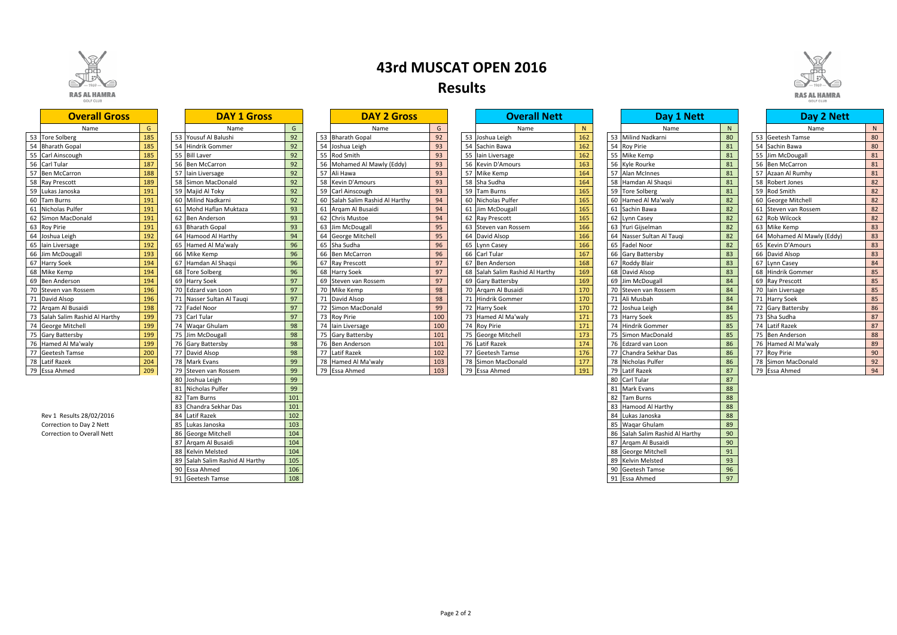# 43rd MUSCAT OPEN 2016

## Results

### Overall Gross

| | Name | G |
|---|---|---|
| 53 | Tore Solberg | 185 |
| 54 | Bharath Gopal | 185 |
| 55 | Carl Ainscough | 185 |
| 56 | Carl Tular | 187 |
| 57 | Ben McCarron | 188 |
| 58 | Ray Prescott | 189 |
| 59 | Lukas Janoska | 191 |
| 60 | Tam Burns | 191 |
| 61 | Nicholas Pulfer | 191 |
| 62 | Simon MacDonald | 191 |
| 63 | Roy Pirie | 191 |
| 64 | Joshua Leigh | 192 |
| 65 | Iain Liversage | 192 |
| 66 | Jim McDougall | 193 |
| 67 | Harry Soek | 194 |
| 68 | Mike Kemp | 194 |
| 69 | Ben Anderson | 194 |
| 70 | Steven van Rossem | 196 |
| 71 | David Alsop | 196 |
| 72 | Arqam Al Busaidi | 198 |
| 73 | Salah Salim Rashid Al Harthy | 199 |
| 74 | George Mitchell | 199 |
| 75 | Gary Battersby | 199 |
| 76 | Hamed Al Ma'waly | 199 |
| 77 | Geetesh Tamse | 200 |
| 78 | Latif Razek | 204 |
| 79 | Essa Ahmed | 209 |

Rev 1 Results 28/02/2016
Correction to Day 2 Nett
Correction to Overall Nett

### DAY 1 Gross

| | Name | G |
|---|---|---|
| 53 | Yousuf Al Balushi | 92 |
| 54 | Hindrik Gommer | 92 |
| 55 | Bill Laver | 92 |
| 56 | Ben McCarron | 92 |
| 57 | Iain Liversage | 92 |
| 58 | Simon MacDonald | 92 |
| 59 | Majid Al Toky | 92 |
| 60 | Milind Nadkarni | 92 |
| 61 | Mohd Haflan Muktaza | 93 |
| 62 | Ben Anderson | 93 |
| 63 | Bharath Gopal | 93 |
| 64 | Hamood Al Harthy | 94 |
| 65 | Hamed Al Ma'waly | 96 |
| 66 | Mike Kemp | 96 |
| 67 | Hamdan Al Shaqsi | 96 |
| 68 | Tore Solberg | 96 |
| 69 | Harry Soek | 97 |
| 70 | Edzard van Loon | 97 |
| 71 | Nasser Sultan Al Tauqi | 97 |
| 72 | Fadel Noor | 97 |
| 73 | Carl Tular | 97 |
| 74 | Waqar Ghulam | 98 |
| 75 | Jim McDougall | 98 |
| 76 | Gary Battersby | 98 |
| 77 | David Alsop | 98 |
| 78 | Mark Evans | 99 |
| 79 | Steven van Rossem | 99 |
| 80 | Joshua Leigh | 99 |
| 81 | Nicholas Pulfer | 99 |
| 82 | Tam Burns | 101 |
| 83 | Chandra Sekhar Das | 101 |
| 84 | Latif Razek | 102 |
| 85 | Lukas Janoska | 103 |
| 86 | George Mitchell | 104 |
| 87 | Arqam Al Busaidi | 104 |
| 88 | Kelvin Melsted | 104 |
| 89 | Salah Salim Rashid Al Harthy | 105 |
| 90 | Essa Ahmed | 106 |
| 91 | Geetesh Tamse | 108 |

### DAY 2 Gross

| | Name | G |
|---|---|---|
| 53 | Bharath Gopal | 92 |
| 54 | Joshua Leigh | 93 |
| 55 | Rod Smith | 93 |
| 56 | Mohamed Al Mawly (Eddy) | 93 |
| 57 | Ali Hawa | 93 |
| 58 | Kevin D'Amours | 93 |
| 59 | Carl Ainscough | 93 |
| 60 | Salah Salim Rashid Al Harthy | 94 |
| 61 | Arqam Al Busaidi | 94 |
| 62 | Chris Mustoe | 94 |
| 63 | Jim McDougall | 95 |
| 64 | George Mitchell | 95 |
| 65 | Sha Sudha | 96 |
| 66 | Ben McCarron | 96 |
| 67 | Ray Prescott | 97 |
| 68 | Harry Soek | 97 |
| 69 | Steven van Rossem | 97 |
| 70 | Mike Kemp | 98 |
| 71 | David Alsop | 98 |
| 72 | Simon MacDonald | 99 |
| 73 | Roy Pirie | 100 |
| 74 | Iain Liversage | 100 |
| 75 | Gary Battersby | 101 |
| 76 | Ben Anderson | 101 |
| 77 | Latif Razek | 102 |
| 78 | Hamed Al Ma'waly | 103 |
| 79 | Essa Ahmed | 103 |

### Overall Nett

| | Name | N |
|---|---|---|
| 53 | Joshua Leigh | 162 |
| 54 | Sachin Bawa | 162 |
| 55 | Iain Liversage | 162 |
| 56 | Kevin D'Amours | 163 |
| 57 | Mike Kemp | 164 |
| 58 | Sha Sudha | 164 |
| 59 | Tam Burns | 165 |
| 60 | Nicholas Pulfer | 165 |
| 61 | Jim McDougall | 165 |
| 62 | Ray Prescott | 165 |
| 63 | Steven van Rossem | 166 |
| 64 | David Alsop | 166 |
| 65 | Lynn Casey | 166 |
| 66 | Carl Tular | 167 |
| 67 | Ben Anderson | 168 |
| 68 | Salah Salim Rashid Al Harthy | 169 |
| 69 | Gary Battersby | 169 |
| 70 | Arqam Al Busaidi | 170 |
| 71 | Hindrik Gommer | 170 |
| 72 | Harry Soek | 170 |
| 73 | Hamed Al Ma'waly | 171 |
| 74 | Roy Pirie | 171 |
| 75 | George Mitchell | 173 |
| 76 | Latif Razek | 174 |
| 77 | Geetesh Tamse | 176 |
| 78 | Simon MacDonald | 177 |
| 79 | Essa Ahmed | 191 |

### Day 1 Nett

| | Name | N |
|---|---|---|
| 53 | Milind Nadkarni | 80 |
| 54 | Roy Pirie | 81 |
| 55 | Mike Kemp | 81 |
| 56 | Kyle Rourke | 81 |
| 57 | Alan McInnes | 81 |
| 58 | Hamdan Al Shaqsi | 81 |
| 59 | Tore Solberg | 81 |
| 60 | Hamed Al Ma'waly | 82 |
| 61 | Sachin Bawa | 82 |
| 62 | Lynn Casey | 82 |
| 63 | Yuri Gijselman | 82 |
| 64 | Nasser Sultan Al Tauqi | 82 |
| 65 | Fadel Noor | 82 |
| 66 | Gary Battersby | 83 |
| 67 | Roddy Blair | 83 |
| 68 | David Alsop | 83 |
| 69 | Jim McDougall | 84 |
| 70 | Steven van Rossem | 84 |
| 71 | Ali Musbah | 84 |
| 72 | Joshua Leigh | 84 |
| 73 | Harry Soek | 85 |
| 74 | Hindrik Gommer | 85 |
| 75 | Simon MacDonald | 85 |
| 76 | Edzard van Loon | 86 |
| 77 | Chandra Sekhar Das | 86 |
| 78 | Nicholas Pulfer | 86 |
| 79 | Latif Razek | 87 |
| 80 | Carl Tular | 87 |
| 81 | Mark Evans | 88 |
| 82 | Tam Burns | 88 |
| 83 | Hamood Al Harthy | 88 |
| 84 | Lukas Janoska | 88 |
| 85 | Waqar Ghulam | 89 |
| 86 | Salah Salim Rashid Al Harthy | 90 |
| 87 | Arqam Al Busaidi | 90 |
| 88 | George Mitchell | 91 |
| 89 | Kelvin Melsted | 93 |
| 90 | Geetesh Tamse | 96 |
| 91 | Essa Ahmed | 97 |

### Day 2 Nett

| | Name | N |
|---|---|---|
| 53 | Geetesh Tamse | 80 |
| 54 | Sachin Bawa | 80 |
| 55 | Jim McDougall | 81 |
| 56 | Ben McCarron | 81 |
| 57 | Azaan Al Rumhy | 81 |
| 58 | Robert Jones | 82 |
| 59 | Rod Smith | 82 |
| 60 | George Mitchell | 82 |
| 61 | Steven van Rossem | 82 |
| 62 | Rob Wilcock | 82 |
| 63 | Mike Kemp | 83 |
| 64 | Mohamed Al Mawly (Eddy) | 83 |
| 65 | Kevin D'Amours | 83 |
| 66 | David Alsop | 83 |
| 67 | Lynn Casey | 84 |
| 68 | Hindrik Gommer | 85 |
| 69 | Ray Prescott | 85 |
| 70 | Iain Liversage | 85 |
| 71 | Harry Soek | 85 |
| 72 | Gary Battersby | 86 |
| 73 | Sha Sudha | 87 |
| 74 | Latif Razek | 87 |
| 75 | Ben Anderson | 88 |
| 76 | Hamed Al Ma'waly | 89 |
| 77 | Roy Pirie | 90 |
| 78 | Simon MacDonald | 92 |
| 79 | Essa Ahmed | 94 |